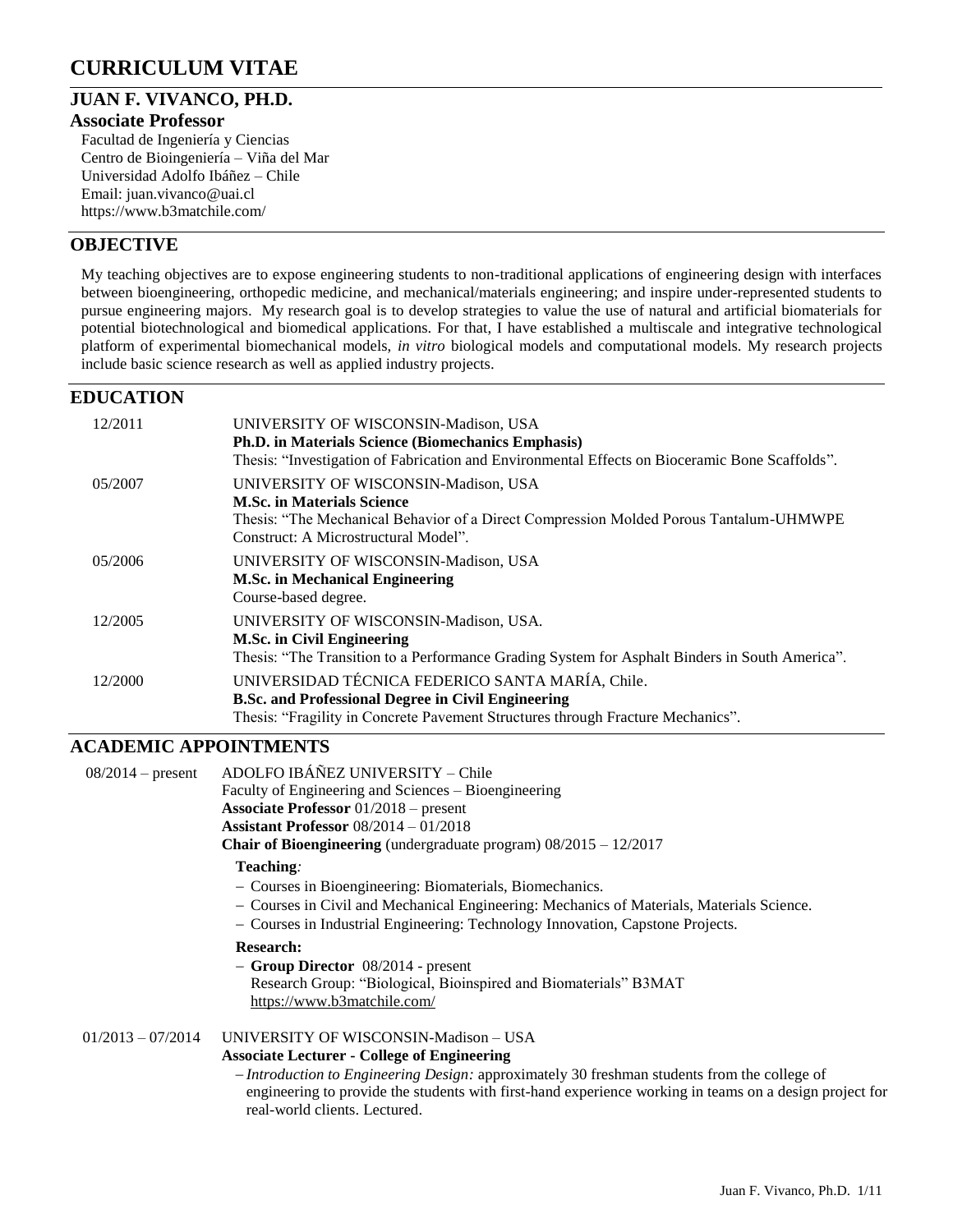# CURRICULUM VITAE

## JUAN F. VIVANCO, PH.D.

### Associate Professor

Facultad de Ingeniería y Ciencias
Centro de Bioingeniería – Viña del Mar
Universidad Adolfo Ibáñez – Chile
Email: juan.vivanco@uai.cl
https://www.b3matchile.com/

## OBJECTIVE

My teaching objectives are to expose engineering students to non-traditional applications of engineering design with interfaces between bioengineering, orthopedic medicine, and mechanical/materials engineering; and inspire under-represented students to pursue engineering majors. My research goal is to develop strategies to value the use of natural and artificial biomaterials for potential biotechnological and biomedical applications. For that, I have established a multiscale and integrative technological platform of experimental biomechanical models, *in vitro* biological models and computational models. My research projects include basic science research as well as applied industry projects.

## EDUCATION

12/2011 — UNIVERSITY OF WISCONSIN-Madison, USA
**Ph.D. in Materials Science (Biomechanics Emphasis)**
Thesis: "Investigation of Fabrication and Environmental Effects on Bioceramic Bone Scaffolds".

05/2007 — UNIVERSITY OF WISCONSIN-Madison, USA
**M.Sc. in Materials Science**
Thesis: "The Mechanical Behavior of a Direct Compression Molded Porous Tantalum-UHMWPE Construct: A Microstructural Model".

05/2006 — UNIVERSITY OF WISCONSIN-Madison, USA
**M.Sc. in Mechanical Engineering**
Course-based degree.

12/2005 — UNIVERSITY OF WISCONSIN-Madison, USA.
**M.Sc. in Civil Engineering**
Thesis: "The Transition to a Performance Grading System for Asphalt Binders in South America".

12/2000 — UNIVERSIDAD TÉCNICA FEDERICO SANTA MARÍA, Chile.
**B.Sc. and Professional Degree in Civil Engineering**
Thesis: "Fragility in Concrete Pavement Structures through Fracture Mechanics".

## ACADEMIC APPOINTMENTS

08/2014 – present — ADOLFO IBÁÑEZ UNIVERSITY – Chile
Faculty of Engineering and Sciences – Bioengineering
**Associate Professor** 01/2018 – present
**Assistant Professor** 08/2014 – 01/2018
**Chair of Bioengineering** (undergraduate program) 08/2015 – 12/2017

**Teaching***:*

- Courses in Bioengineering: Biomaterials, Biomechanics.
- Courses in Civil and Mechanical Engineering: Mechanics of Materials, Materials Science.
- Courses in Industrial Engineering: Technology Innovation, Capstone Projects.

**Research:**

- **Group Director** 08/2014 - present
  Research Group: "Biological, Bioinspired and Biomaterials" B3MAT
  https://www.b3matchile.com/

01/2013 – 07/2014 — UNIVERSITY OF WISCONSIN-Madison – USA
**Associate Lecturer - College of Engineering**

- *Introduction to Engineering Design:* approximately 30 freshman students from the college of engineering to provide the students with first-hand experience working in teams on a design project for real-world clients. Lectured.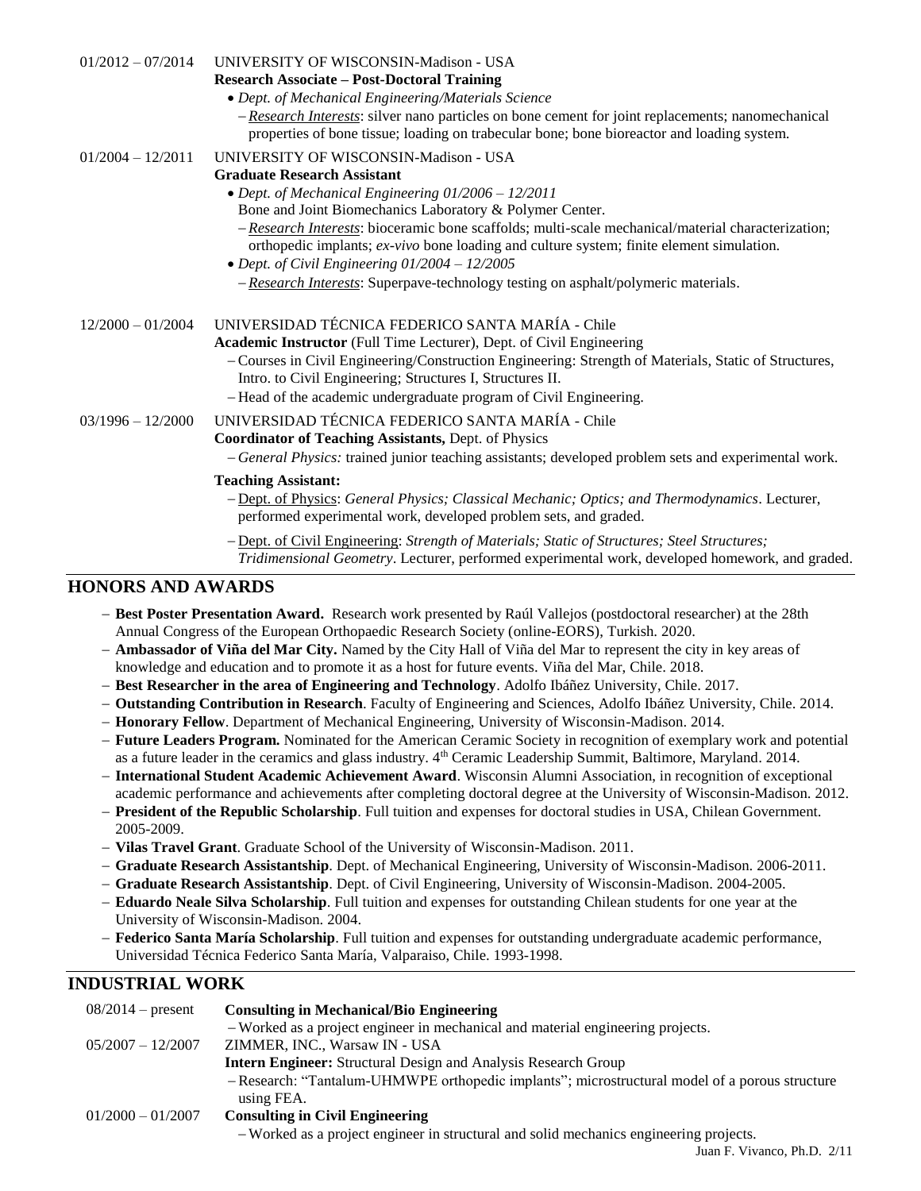01/2012 – 07/2014 UNIVERSITY OF WISCONSIN-Madison - USA
**Research Associate – Post-Doctoral Training**

- *Dept. of Mechanical Engineering/Materials Science*
  - *Research Interests*: silver nano particles on bone cement for joint replacements; nanomechanical properties of bone tissue; loading on trabecular bone; bone bioreactor and loading system.

01/2004 – 12/2011 UNIVERSITY OF WISCONSIN-Madison - USA
**Graduate Research Assistant**

- *Dept. of Mechanical Engineering 01/2006 – 12/2011*
  Bone and Joint Biomechanics Laboratory & Polymer Center.
  - *Research Interests*: bioceramic bone scaffolds; multi-scale mechanical/material characterization; orthopedic implants; *ex-vivo* bone loading and culture system; finite element simulation.
- *Dept. of Civil Engineering 01/2004 – 12/2005*
  - *Research Interests*: Superpave-technology testing on asphalt/polymeric materials.

12/2000 – 01/2004 UNIVERSIDAD TÉCNICA FEDERICO SANTA MARÍA - Chile
**Academic Instructor** (Full Time Lecturer), Dept. of Civil Engineering

- Courses in Civil Engineering/Construction Engineering: Strength of Materials, Static of Structures, Intro. to Civil Engineering; Structures I, Structures II.
- Head of the academic undergraduate program of Civil Engineering.

03/1996 – 12/2000 UNIVERSIDAD TÉCNICA FEDERICO SANTA MARÍA - Chile
**Coordinator of Teaching Assistants,** Dept. of Physics

- *General Physics:* trained junior teaching assistants; developed problem sets and experimental work.

**Teaching Assistant:**

- Dept. of Physics: *General Physics; Classical Mechanic; Optics; and Thermodynamics*. Lecturer, performed experimental work, developed problem sets, and graded.
- Dept. of Civil Engineering: *Strength of Materials; Static of Structures; Steel Structures; Tridimensional Geometry*. Lecturer, performed experimental work, developed homework, and graded.

## HONORS AND AWARDS

- **Best Poster Presentation Award.** Research work presented by Raúl Vallejos (postdoctoral researcher) at the 28th Annual Congress of the European Orthopaedic Research Society (online-EORS), Turkish. 2020.
- **Ambassador of Viña del Mar City.** Named by the City Hall of Viña del Mar to represent the city in key areas of knowledge and education and to promote it as a host for future events. Viña del Mar, Chile. 2018.
- **Best Researcher in the area of Engineering and Technology**. Adolfo Ibáñez University, Chile. 2017.
- **Outstanding Contribution in Research**. Faculty of Engineering and Sciences, Adolfo Ibáñez University, Chile. 2014.
- **Honorary Fellow**. Department of Mechanical Engineering, University of Wisconsin-Madison. 2014.
- **Future Leaders Program.** Nominated for the American Ceramic Society in recognition of exemplary work and potential as a future leader in the ceramics and glass industry. 4th Ceramic Leadership Summit, Baltimore, Maryland. 2014.
- **International Student Academic Achievement Award**. Wisconsin Alumni Association, in recognition of exceptional academic performance and achievements after completing doctoral degree at the University of Wisconsin-Madison. 2012.
- **President of the Republic Scholarship**. Full tuition and expenses for doctoral studies in USA, Chilean Government. 2005-2009.
- **Vilas Travel Grant**. Graduate School of the University of Wisconsin-Madison. 2011.
- **Graduate Research Assistantship**. Dept. of Mechanical Engineering, University of Wisconsin-Madison. 2006-2011.
- **Graduate Research Assistantship**. Dept. of Civil Engineering, University of Wisconsin-Madison. 2004-2005.
- **Eduardo Neale Silva Scholarship**. Full tuition and expenses for outstanding Chilean students for one year at the University of Wisconsin-Madison. 2004.
- **Federico Santa María Scholarship**. Full tuition and expenses for outstanding undergraduate academic performance, Universidad Técnica Federico Santa María, Valparaiso, Chile. 1993-1998.

## INDUSTRIAL WORK

08/2014 – present **Consulting in Mechanical/Bio Engineering**

- Worked as a project engineer in mechanical and material engineering projects.

05/2007 – 12/2007 ZIMMER, INC., Warsaw IN - USA
**Intern Engineer:** Structural Design and Analysis Research Group

- Research: "Tantalum-UHMWPE orthopedic implants"; microstructural model of a porous structure using FEA.

01/2000 – 01/2007 **Consulting in Civil Engineering**

- Worked as a project engineer in structural and solid mechanics engineering projects.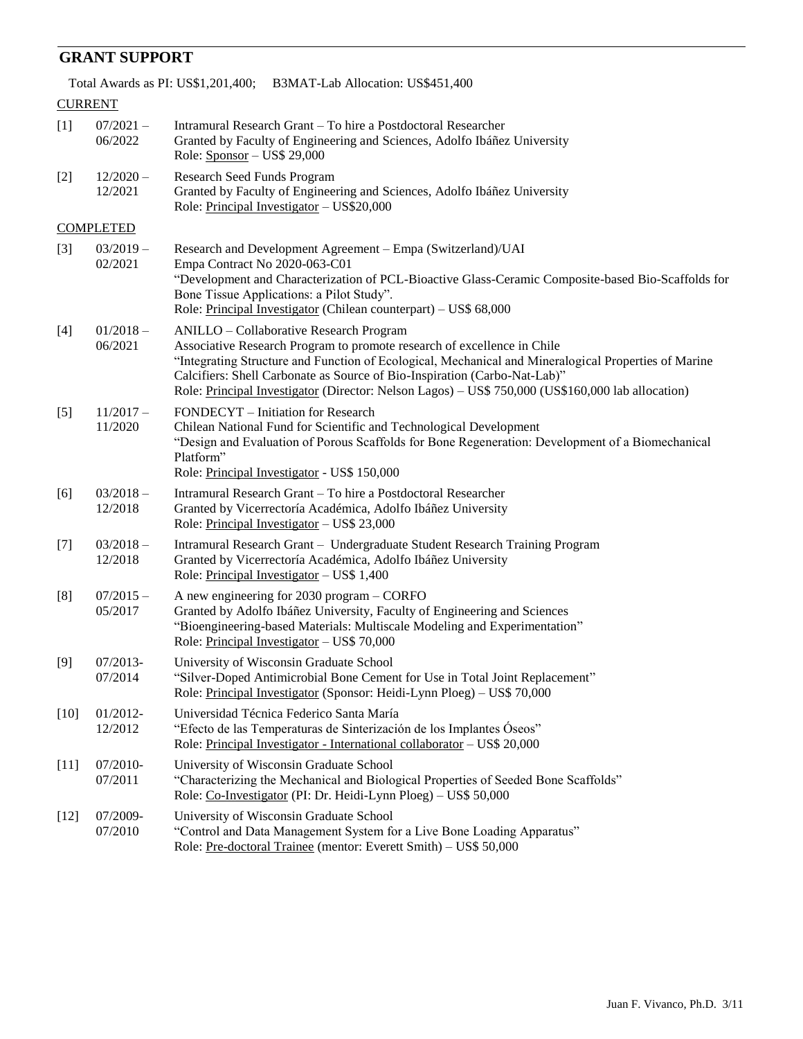## GRANT SUPPORT

Total Awards as PI: US$1,201,400;   B3MAT-Lab Allocation: US$451,400

CURRENT

[1] 07/2021 – 06/2022
Intramural Research Grant – To hire a Postdoctoral Researcher
Granted by Faculty of Engineering and Sciences, Adolfo Ibáñez University
Role: Sponsor – US$ 29,000

[2] 12/2020 – 12/2021
Research Seed Funds Program
Granted by Faculty of Engineering and Sciences, Adolfo Ibáñez University
Role: Principal Investigator – US$20,000

COMPLETED

[3] 03/2019 – 02/2021
Research and Development Agreement – Empa (Switzerland)/UAI
Empa Contract No 2020-063-C01
"Development and Characterization of PCL-Bioactive Glass-Ceramic Composite-based Bio-Scaffolds for Bone Tissue Applications: a Pilot Study".
Role: Principal Investigator (Chilean counterpart) – US$ 68,000

[4] 01/2018 – 06/2021
ANILLO – Collaborative Research Program
Associative Research Program to promote research of excellence in Chile
"Integrating Structure and Function of Ecological, Mechanical and Mineralogical Properties of Marine Calcifiers: Shell Carbonate as Source of Bio-Inspiration (Carbo-Nat-Lab)"
Role: Principal Investigator (Director: Nelson Lagos) – US$ 750,000 (US$160,000 lab allocation)

[5] 11/2017 – 11/2020
FONDECYT – Initiation for Research
Chilean National Fund for Scientific and Technological Development
"Design and Evaluation of Porous Scaffolds for Bone Regeneration: Development of a Biomechanical Platform"
Role: Principal Investigator - US$ 150,000

[6] 03/2018 – 12/2018
Intramural Research Grant – To hire a Postdoctoral Researcher
Granted by Vicerrectoría Académica, Adolfo Ibáñez University
Role: Principal Investigator – US$ 23,000

[7] 03/2018 – 12/2018
Intramural Research Grant – Undergraduate Student Research Training Program
Granted by Vicerrectoría Académica, Adolfo Ibáñez University
Role: Principal Investigator – US$ 1,400

[8] 07/2015 – 05/2017
A new engineering for 2030 program – CORFO
Granted by Adolfo Ibáñez University, Faculty of Engineering and Sciences
"Bioengineering-based Materials: Multiscale Modeling and Experimentation"
Role: Principal Investigator – US$ 70,000

[9] 07/2013- 07/2014
University of Wisconsin Graduate School
"Silver-Doped Antimicrobial Bone Cement for Use in Total Joint Replacement"
Role: Principal Investigator (Sponsor: Heidi-Lynn Ploeg) – US$ 70,000

[10] 01/2012- 12/2012
Universidad Técnica Federico Santa María
"Efecto de las Temperaturas de Sinterización de los Implantes Óseos"
Role: Principal Investigator - International collaborator – US$ 20,000

[11] 07/2010- 07/2011
University of Wisconsin Graduate School
"Characterizing the Mechanical and Biological Properties of Seeded Bone Scaffolds"
Role: Co-Investigator (PI: Dr. Heidi-Lynn Ploeg) – US$ 50,000

[12] 07/2009- 07/2010
University of Wisconsin Graduate School
"Control and Data Management System for a Live Bone Loading Apparatus"
Role: Pre-doctoral Trainee (mentor: Everett Smith) – US$ 50,000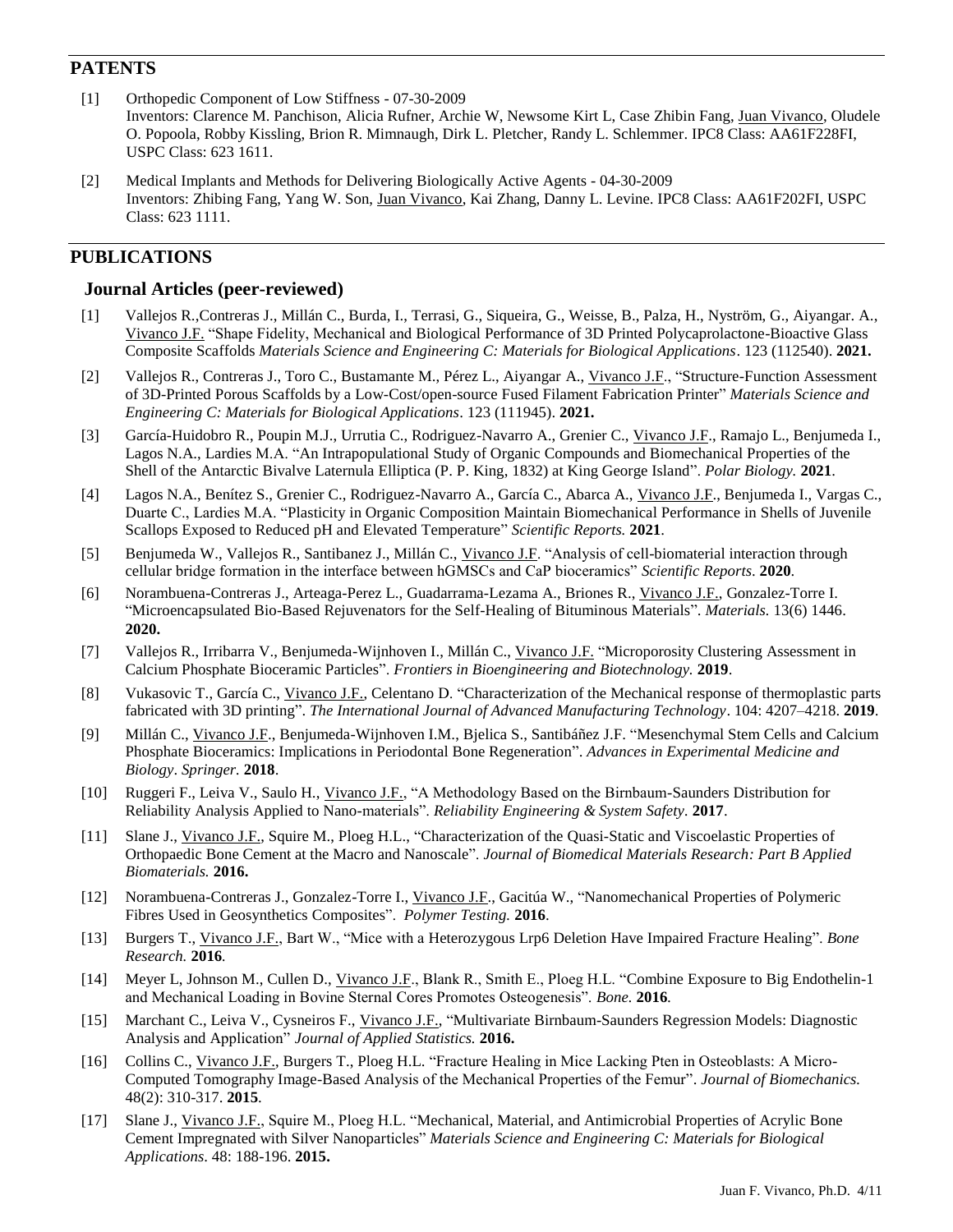## PATENTS

[1] Orthopedic Component of Low Stiffness - 07-30-2009
Inventors: Clarence M. Panchison, Alicia Rufner, Archie W, Newsome Kirt L, Case Zhibin Fang, Juan Vivanco, Oludele O. Popoola, Robby Kissling, Brion R. Mimnaugh, Dirk L. Pletcher, Randy L. Schlemmer. IPC8 Class: AA61F228FI, USPC Class: 623 1611.

[2] Medical Implants and Methods for Delivering Biologically Active Agents - 04-30-2009
Inventors: Zhibing Fang, Yang W. Son, Juan Vivanco, Kai Zhang, Danny L. Levine. IPC8 Class: AA61F202FI, USPC Class: 623 1111.

## PUBLICATIONS

### Journal Articles (peer-reviewed)

[1] Vallejos R.,Contreras J., Millán C., Burda, I., Terrasi, G., Siqueira, G., Weisse, B., Palza, H., Nyström, G., Aiyangar. A., Vivanco J.F. "Shape Fidelity, Mechanical and Biological Performance of 3D Printed Polycaprolactone-Bioactive Glass Composite Scaffolds *Materials Science and Engineering C: Materials for Biological Applications*. 123 (112540). **2021.**

[2] Vallejos R., Contreras J., Toro C., Bustamante M., Pérez L., Aiyangar A., Vivanco J.F., "Structure-Function Assessment of 3D-Printed Porous Scaffolds by a Low-Cost/open-source Fused Filament Fabrication Printer" *Materials Science and Engineering C: Materials for Biological Applications*. 123 (111945). **2021.**

[3] García-Huidobro R., Poupin M.J., Urrutia C., Rodriguez-Navarro A., Grenier C., Vivanco J.F., Ramajo L., Benjumeda I., Lagos N.A., Lardies M.A. "An Intrapopulational Study of Organic Compounds and Biomechanical Properties of the Shell of the Antarctic Bivalve Laternula Elliptica (P. P. King, 1832) at King George Island". *Polar Biology.* **2021**.

[4] Lagos N.A., Benítez S., Grenier C., Rodriguez-Navarro A., García C., Abarca A., Vivanco J.F., Benjumeda I., Vargas C., Duarte C., Lardies M.A. "Plasticity in Organic Composition Maintain Biomechanical Performance in Shells of Juvenile Scallops Exposed to Reduced pH and Elevated Temperature" *Scientific Reports.* **2021**.

[5] Benjumeda W., Vallejos R., Santibanez J., Millán C., Vivanco J.F. "Analysis of cell-biomaterial interaction through cellular bridge formation in the interface between hGMSCs and CaP bioceramics" *Scientific Reports*. **2020**.

[6] Norambuena-Contreras J., Arteaga-Perez L., Guadarrama-Lezama A., Briones R., Vivanco J.F., Gonzalez-Torre I. "Microencapsulated Bio-Based Rejuvenators for the Self-Healing of Bituminous Materials". *Materials.* 13(6) 1446. **2020.**

[7] Vallejos R., Irribarra V., Benjumeda-Wijnhoven I., Millán C., Vivanco J.F. "Microporosity Clustering Assessment in Calcium Phosphate Bioceramic Particles". *Frontiers in Bioengineering and Biotechnology.* **2019**.

[8] Vukasovic T., García C., Vivanco J.F., Celentano D. "Characterization of the Mechanical response of thermoplastic parts fabricated with 3D printing". *The International Journal of Advanced Manufacturing Technology*. 104: 4207–4218. **2019**.

[9] Millán C., Vivanco J.F., Benjumeda-Wijnhoven I.M., Bjelica S., Santibáñez J.F. "Mesenchymal Stem Cells and Calcium Phosphate Bioceramics: Implications in Periodontal Bone Regeneration". *Advances in Experimental Medicine and Biology*. *Springer.* **2018**.

[10] Ruggeri F., Leiva V., Saulo H., Vivanco J.F., "A Methodology Based on the Birnbaum-Saunders Distribution for Reliability Analysis Applied to Nano-materials". *Reliability Engineering & System Safety*. **2017**.

[11] Slane J., Vivanco J.F., Squire M., Ploeg H.L., "Characterization of the Quasi-Static and Viscoelastic Properties of Orthopaedic Bone Cement at the Macro and Nanoscale". *Journal of Biomedical Materials Research: Part B Applied Biomaterials.* **2016.**

[12] Norambuena-Contreras J., Gonzalez-Torre I., Vivanco J.F., Gacitúa W., "Nanomechanical Properties of Polymeric Fibres Used in Geosynthetics Composites". *Polymer Testing.* **2016**.

[13] Burgers T., Vivanco J.F., Bart W., "Mice with a Heterozygous Lrp6 Deletion Have Impaired Fracture Healing". *Bone Research.* **2016**.

[14] Meyer L, Johnson M., Cullen D., Vivanco J.F., Blank R., Smith E., Ploeg H.L. "Combine Exposure to Big Endothelin-1 and Mechanical Loading in Bovine Sternal Cores Promotes Osteogenesis". *Bone.* **2016**.

[15] Marchant C., Leiva V., Cysneiros F., Vivanco J.F., "Multivariate Birnbaum-Saunders Regression Models: Diagnostic Analysis and Application" *Journal of Applied Statistics.* **2016.**

[16] Collins C., Vivanco J.F., Burgers T., Ploeg H.L. "Fracture Healing in Mice Lacking Pten in Osteoblasts: A Micro-Computed Tomography Image-Based Analysis of the Mechanical Properties of the Femur". *Journal of Biomechanics.* 48(2): 310-317. **2015**.

[17] Slane J., Vivanco J.F., Squire M., Ploeg H.L. "Mechanical, Material, and Antimicrobial Properties of Acrylic Bone Cement Impregnated with Silver Nanoparticles" *Materials Science and Engineering C: Materials for Biological Applications*. 48: 188-196. **2015.**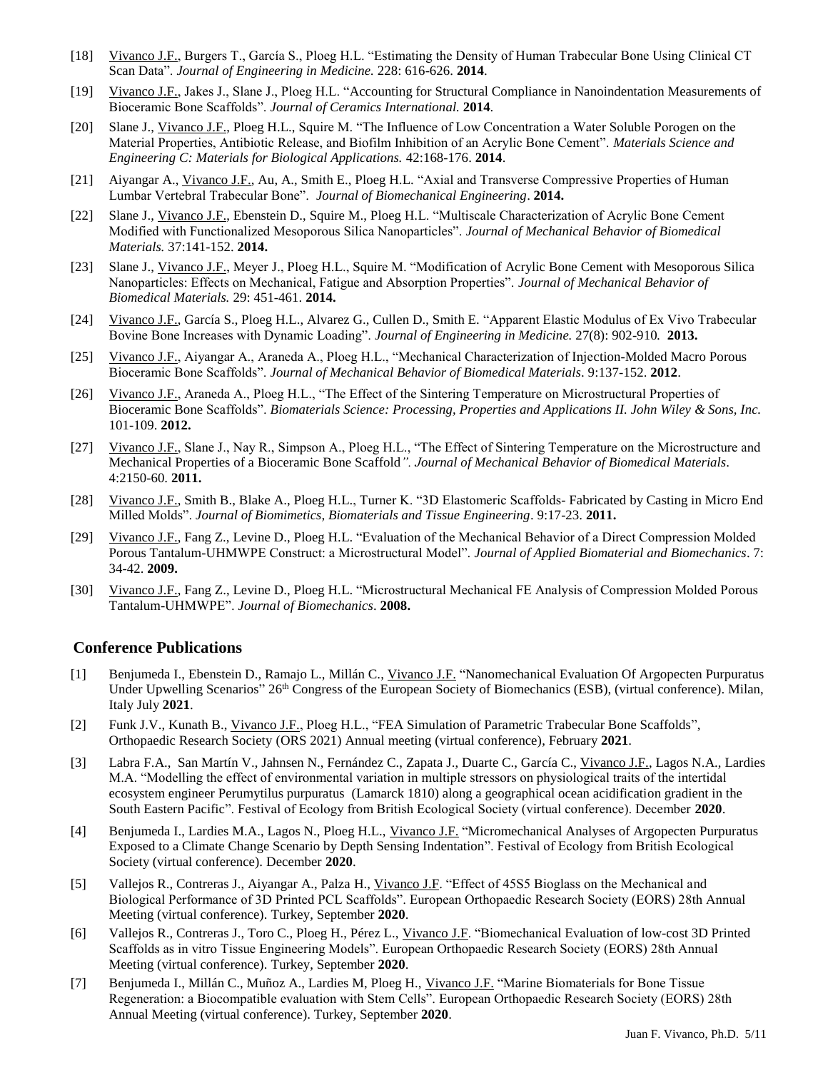[18] Vivanco J.F., Burgers T., García S., Ploeg H.L. "Estimating the Density of Human Trabecular Bone Using Clinical CT Scan Data". *Journal of Engineering in Medicine.* 228: 616-626. **2014**.

[19] Vivanco J.F., Jakes J., Slane J., Ploeg H.L. "Accounting for Structural Compliance in Nanoindentation Measurements of Bioceramic Bone Scaffolds". *Journal of Ceramics International.* **2014**.

[20] Slane J., Vivanco J.F., Ploeg H.L., Squire M. "The Influence of Low Concentration a Water Soluble Porogen on the Material Properties, Antibiotic Release, and Biofilm Inhibition of an Acrylic Bone Cement". *Materials Science and Engineering C: Materials for Biological Applications.* 42:168-176. **2014**.

[21] Aiyangar A., Vivanco J.F., Au, A., Smith E., Ploeg H.L. "Axial and Transverse Compressive Properties of Human Lumbar Vertebral Trabecular Bone". *Journal of Biomechanical Engineering*. **2014.**

[22] Slane J., Vivanco J.F., Ebenstein D., Squire M., Ploeg H.L. "Multiscale Characterization of Acrylic Bone Cement Modified with Functionalized Mesoporous Silica Nanoparticles". *Journal of Mechanical Behavior of Biomedical Materials.* 37:141-152. **2014.**

[23] Slane J., Vivanco J.F., Meyer J., Ploeg H.L., Squire M. "Modification of Acrylic Bone Cement with Mesoporous Silica Nanoparticles: Effects on Mechanical, Fatigue and Absorption Properties". *Journal of Mechanical Behavior of Biomedical Materials.* 29: 451-461. **2014.**

[24] Vivanco J.F., García S., Ploeg H.L., Alvarez G., Cullen D., Smith E. "Apparent Elastic Modulus of Ex Vivo Trabecular Bovine Bone Increases with Dynamic Loading". *Journal of Engineering in Medicine.* 27(8): 902-910*.* **2013.**

[25] Vivanco J.F., Aiyangar A., Araneda A., Ploeg H.L., "Mechanical Characterization of Injection-Molded Macro Porous Bioceramic Bone Scaffolds". *Journal of Mechanical Behavior of Biomedical Materials*. 9:137-152. **2012**.

[26] Vivanco J.F., Araneda A., Ploeg H.L., "The Effect of the Sintering Temperature on Microstructural Properties of Bioceramic Bone Scaffolds". *Biomaterials Science: Processing, Properties and Applications II. John Wiley & Sons, Inc.* 101-109. **2012.**

[27] Vivanco J.F., Slane J., Nay R., Simpson A., Ploeg H.L., "The Effect of Sintering Temperature on the Microstructure and Mechanical Properties of a Bioceramic Bone Scaffold*". Journal of Mechanical Behavior of Biomedical Materials*. 4:2150-60. **2011.**

[28] Vivanco J.F., Smith B., Blake A., Ploeg H.L., Turner K. "3D Elastomeric Scaffolds- Fabricated by Casting in Micro End Milled Molds". *Journal of Biomimetics, Biomaterials and Tissue Engineering*. 9:17-23. **2011.**

[29] Vivanco J.F., Fang Z., Levine D., Ploeg H.L. "Evaluation of the Mechanical Behavior of a Direct Compression Molded Porous Tantalum-UHMWPE Construct: a Microstructural Model". *Journal of Applied Biomaterial and Biomechanics*. 7: 34-42. **2009.**

[30] Vivanco J.F., Fang Z., Levine D., Ploeg H.L. "Microstructural Mechanical FE Analysis of Compression Molded Porous Tantalum-UHMWPE". *Journal of Biomechanics*. **2008.**

## Conference Publications

[1] Benjumeda I., Ebenstein D., Ramajo L., Millán C., Vivanco J.F. "Nanomechanical Evaluation Of Argopecten Purpuratus Under Upwelling Scenarios" 26th Congress of the European Society of Biomechanics (ESB), (virtual conference). Milan, Italy July **2021**.

[2] Funk J.V., Kunath B., Vivanco J.F., Ploeg H.L., "FEA Simulation of Parametric Trabecular Bone Scaffolds", Orthopaedic Research Society (ORS 2021) Annual meeting (virtual conference), February **2021**.

[3] Labra F.A., San Martín V., Jahnsen N., Fernández C., Zapata J., Duarte C., García C., Vivanco J.F., Lagos N.A., Lardies M.A. "Modelling the effect of environmental variation in multiple stressors on physiological traits of the intertidal ecosystem engineer Perumytilus purpuratus (Lamarck 1810) along a geographical ocean acidification gradient in the South Eastern Pacific". Festival of Ecology from British Ecological Society (virtual conference). December **2020**.

[4] Benjumeda I., Lardies M.A., Lagos N., Ploeg H.L., Vivanco J.F. "Micromechanical Analyses of Argopecten Purpuratus Exposed to a Climate Change Scenario by Depth Sensing Indentation". Festival of Ecology from British Ecological Society (virtual conference). December **2020**.

[5] Vallejos R., Contreras J., Aiyangar A., Palza H., Vivanco J.F. "Effect of 45S5 Bioglass on the Mechanical and Biological Performance of 3D Printed PCL Scaffolds". European Orthopaedic Research Society (EORS) 28th Annual Meeting (virtual conference). Turkey, September **2020**.

[6] Vallejos R., Contreras J., Toro C., Ploeg H., Pérez L., Vivanco J.F. "Biomechanical Evaluation of low-cost 3D Printed Scaffolds as in vitro Tissue Engineering Models". European Orthopaedic Research Society (EORS) 28th Annual Meeting (virtual conference). Turkey, September **2020**.

[7] Benjumeda I., Millán C., Muñoz A., Lardies M, Ploeg H., Vivanco J.F. "Marine Biomaterials for Bone Tissue Regeneration: a Biocompatible evaluation with Stem Cells". European Orthopaedic Research Society (EORS) 28th Annual Meeting (virtual conference). Turkey, September **2020**.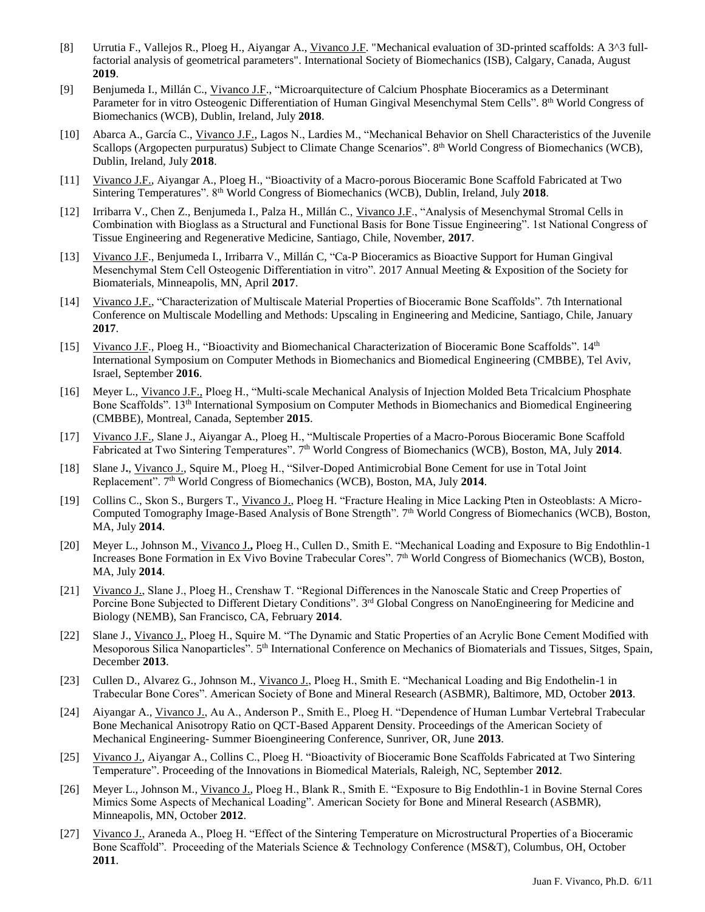[8] Urrutia F., Vallejos R., Ploeg H., Aiyangar A., Vivanco J.F. "Mechanical evaluation of 3D-printed scaffolds: A 3^3 full-factorial analysis of geometrical parameters". International Society of Biomechanics (ISB), Calgary, Canada, August **2019**.

[9] Benjumeda I., Millán C., Vivanco J.F., "Microarquitecture of Calcium Phosphate Bioceramics as a Determinant Parameter for in vitro Osteogenic Differentiation of Human Gingival Mesenchymal Stem Cells". 8th World Congress of Biomechanics (WCB), Dublin, Ireland, July **2018**.

[10] Abarca A., García C., Vivanco J.F., Lagos N., Lardies M., "Mechanical Behavior on Shell Characteristics of the Juvenile Scallops (Argopecten purpuratus) Subject to Climate Change Scenarios". 8th World Congress of Biomechanics (WCB), Dublin, Ireland, July **2018**.

[11] Vivanco J.F., Aiyangar A., Ploeg H., "Bioactivity of a Macro-porous Bioceramic Bone Scaffold Fabricated at Two Sintering Temperatures". 8th World Congress of Biomechanics (WCB), Dublin, Ireland, July **2018**.

[12] Irribarra V., Chen Z., Benjumeda I., Palza H., Millán C., Vivanco J.F., "Analysis of Mesenchymal Stromal Cells in Combination with Bioglass as a Structural and Functional Basis for Bone Tissue Engineering". 1st National Congress of Tissue Engineering and Regenerative Medicine, Santiago, Chile, November, **2017**.

[13] Vivanco J.F., Benjumeda I., Irribarra V., Millán C, "Ca-P Bioceramics as Bioactive Support for Human Gingival Mesenchymal Stem Cell Osteogenic Differentiation in vitro". 2017 Annual Meeting & Exposition of the Society for Biomaterials, Minneapolis, MN, April **2017**.

[14] Vivanco J.F., "Characterization of Multiscale Material Properties of Bioceramic Bone Scaffolds". 7th International Conference on Multiscale Modelling and Methods: Upscaling in Engineering and Medicine, Santiago, Chile, January **2017**.

[15] Vivanco J.F., Ploeg H., "Bioactivity and Biomechanical Characterization of Bioceramic Bone Scaffolds". 14th International Symposium on Computer Methods in Biomechanics and Biomedical Engineering (CMBBE), Tel Aviv, Israel, September **2016**.

[16] Meyer L., Vivanco J.F., Ploeg H., "Multi-scale Mechanical Analysis of Injection Molded Beta Tricalcium Phosphate Bone Scaffolds". 13th International Symposium on Computer Methods in Biomechanics and Biomedical Engineering (CMBBE), Montreal, Canada, September **2015**.

[17] Vivanco J.F., Slane J., Aiyangar A., Ploeg H., "Multiscale Properties of a Macro-Porous Bioceramic Bone Scaffold Fabricated at Two Sintering Temperatures". 7th World Congress of Biomechanics (WCB), Boston, MA, July **2014**.

[18] Slane J., Vivanco J., Squire M., Ploeg H., "Silver-Doped Antimicrobial Bone Cement for use in Total Joint Replacement". 7th World Congress of Biomechanics (WCB), Boston, MA, July **2014**.

[19] Collins C., Skon S., Burgers T., Vivanco J., Ploeg H. "Fracture Healing in Mice Lacking Pten in Osteoblasts: A Micro-Computed Tomography Image-Based Analysis of Bone Strength". 7th World Congress of Biomechanics (WCB), Boston, MA, July **2014**.

[20] Meyer L., Johnson M., Vivanco J., Ploeg H., Cullen D., Smith E. "Mechanical Loading and Exposure to Big Endothlin-1 Increases Bone Formation in Ex Vivo Bovine Trabecular Cores". 7th World Congress of Biomechanics (WCB), Boston, MA, July **2014**.

[21] Vivanco J., Slane J., Ploeg H., Crenshaw T. "Regional Differences in the Nanoscale Static and Creep Properties of Porcine Bone Subjected to Different Dietary Conditions". 3rd Global Congress on NanoEngineering for Medicine and Biology (NEMB), San Francisco, CA, February **2014**.

[22] Slane J., Vivanco J., Ploeg H., Squire M. "The Dynamic and Static Properties of an Acrylic Bone Cement Modified with Mesoporous Silica Nanoparticles". 5th International Conference on Mechanics of Biomaterials and Tissues, Sitges, Spain, December **2013**.

[23] Cullen D., Alvarez G., Johnson M., Vivanco J., Ploeg H., Smith E. "Mechanical Loading and Big Endothelin-1 in Trabecular Bone Cores". American Society of Bone and Mineral Research (ASBMR), Baltimore, MD, October **2013**.

[24] Aiyangar A., Vivanco J., Au A., Anderson P., Smith E., Ploeg H. "Dependence of Human Lumbar Vertebral Trabecular Bone Mechanical Anisotropy Ratio on QCT-Based Apparent Density. Proceedings of the American Society of Mechanical Engineering- Summer Bioengineering Conference, Sunriver, OR, June **2013**.

[25] Vivanco J., Aiyangar A., Collins C., Ploeg H. "Bioactivity of Bioceramic Bone Scaffolds Fabricated at Two Sintering Temperature". Proceeding of the Innovations in Biomedical Materials, Raleigh, NC, September **2012**.

[26] Meyer L., Johnson M., Vivanco J., Ploeg H., Blank R., Smith E. "Exposure to Big Endothlin-1 in Bovine Sternal Cores Mimics Some Aspects of Mechanical Loading". American Society for Bone and Mineral Research (ASBMR), Minneapolis, MN, October **2012**.

[27] Vivanco J., Araneda A., Ploeg H. "Effect of the Sintering Temperature on Microstructural Properties of a Bioceramic Bone Scaffold". Proceeding of the Materials Science & Technology Conference (MS&T), Columbus, OH, October **2011**.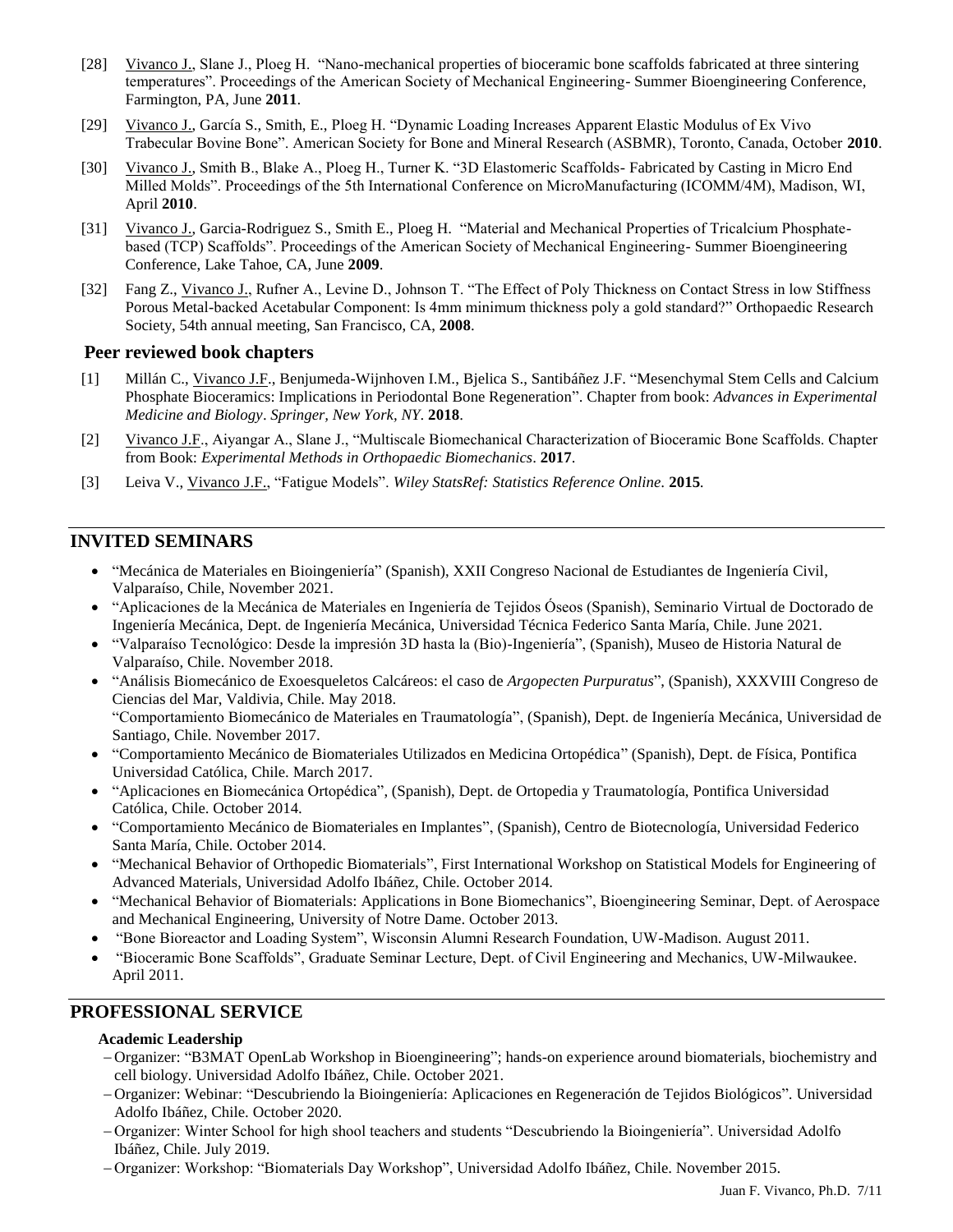[28] Vivanco J., Slane J., Ploeg H. "Nano-mechanical properties of bioceramic bone scaffolds fabricated at three sintering temperatures". Proceedings of the American Society of Mechanical Engineering- Summer Bioengineering Conference, Farmington, PA, June **2011**.

[29] Vivanco J., García S., Smith, E., Ploeg H. "Dynamic Loading Increases Apparent Elastic Modulus of Ex Vivo Trabecular Bovine Bone". American Society for Bone and Mineral Research (ASBMR), Toronto, Canada, October **2010**.

[30] Vivanco J., Smith B., Blake A., Ploeg H., Turner K. "3D Elastomeric Scaffolds- Fabricated by Casting in Micro End Milled Molds". Proceedings of the 5th International Conference on MicroManufacturing (ICOMM/4M), Madison, WI, April **2010**.

[31] Vivanco J., Garcia-Rodriguez S., Smith E., Ploeg H. "Material and Mechanical Properties of Tricalcium Phosphate-based (TCP) Scaffolds". Proceedings of the American Society of Mechanical Engineering- Summer Bioengineering Conference, Lake Tahoe, CA, June **2009**.

[32] Fang Z., Vivanco J., Rufner A., Levine D., Johnson T. "The Effect of Poly Thickness on Contact Stress in low Stiffness Porous Metal-backed Acetabular Component: Is 4mm minimum thickness poly a gold standard?" Orthopaedic Research Society, 54th annual meeting, San Francisco, CA, **2008**.

### Peer reviewed book chapters

[1] Millán C., Vivanco J.F., Benjumeda-Wijnhoven I.M., Bjelica S., Santibáñez J.F. "Mesenchymal Stem Cells and Calcium Phosphate Bioceramics: Implications in Periodontal Bone Regeneration". Chapter from book: *Advances in Experimental Medicine and Biology*. *Springer, New York, NY*. **2018**.

[2] Vivanco J.F., Aiyangar A., Slane J., "Multiscale Biomechanical Characterization of Bioceramic Bone Scaffolds. Chapter from Book: *Experimental Methods in Orthopaedic Biomechanics*. **2017**.

[3] Leiva V., Vivanco J.F., "Fatigue Models". *Wiley StatsRef: Statistics Reference Online*. **2015**.

## INVITED SEMINARS

- "Mecánica de Materiales en Bioingeniería" (Spanish), XXII Congreso Nacional de Estudiantes de Ingeniería Civil, Valparaíso, Chile, November 2021.
- "Aplicaciones de la Mecánica de Materiales en Ingeniería de Tejidos Óseos (Spanish), Seminario Virtual de Doctorado de Ingeniería Mecánica, Dept. de Ingeniería Mecánica, Universidad Técnica Federico Santa María, Chile. June 2021.
- "Valparaíso Tecnológico: Desde la impresión 3D hasta la (Bio)-Ingeniería", (Spanish), Museo de Historia Natural de Valparaíso, Chile. November 2018.
- "Análisis Biomecánico de Exoesqueletos Calcáreos: el caso de *Argopecten Purpuratus*", (Spanish), XXXVIII Congreso de Ciencias del Mar, Valdivia, Chile. May 2018.
  "Comportamiento Biomecánico de Materiales en Traumatología", (Spanish), Dept. de Ingeniería Mecánica, Universidad de Santiago, Chile. November 2017.
- "Comportamiento Mecánico de Biomateriales Utilizados en Medicina Ortopédica" (Spanish), Dept. de Física, Pontifica Universidad Católica, Chile. March 2017.
- "Aplicaciones en Biomecánica Ortopédica", (Spanish), Dept. de Ortopedia y Traumatología, Pontifica Universidad Católica, Chile. October 2014.
- "Comportamiento Mecánico de Biomateriales en Implantes", (Spanish), Centro de Biotecnología, Universidad Federico Santa María, Chile. October 2014.
- "Mechanical Behavior of Orthopedic Biomaterials", First International Workshop on Statistical Models for Engineering of Advanced Materials, Universidad Adolfo Ibáñez, Chile. October 2014.
- "Mechanical Behavior of Biomaterials: Applications in Bone Biomechanics", Bioengineering Seminar, Dept. of Aerospace and Mechanical Engineering, University of Notre Dame. October 2013.
- "Bone Bioreactor and Loading System", Wisconsin Alumni Research Foundation, UW-Madison. August 2011.
- "Bioceramic Bone Scaffolds", Graduate Seminar Lecture, Dept. of Civil Engineering and Mechanics, UW-Milwaukee. April 2011.

## PROFESSIONAL SERVICE

**Academic Leadership**

- Organizer: "B3MAT OpenLab Workshop in Bioengineering"; hands-on experience around biomaterials, biochemistry and cell biology. Universidad Adolfo Ibáñez, Chile. October 2021.
- Organizer: Webinar: "Descubriendo la Bioingeniería: Aplicaciones en Regeneración de Tejidos Biológicos". Universidad Adolfo Ibáñez, Chile. October 2020.
- Organizer: Winter School for high shool teachers and students "Descubriendo la Bioingeniería". Universidad Adolfo Ibáñez, Chile. July 2019.
- Organizer: Workshop: "Biomaterials Day Workshop", Universidad Adolfo Ibáñez, Chile. November 2015.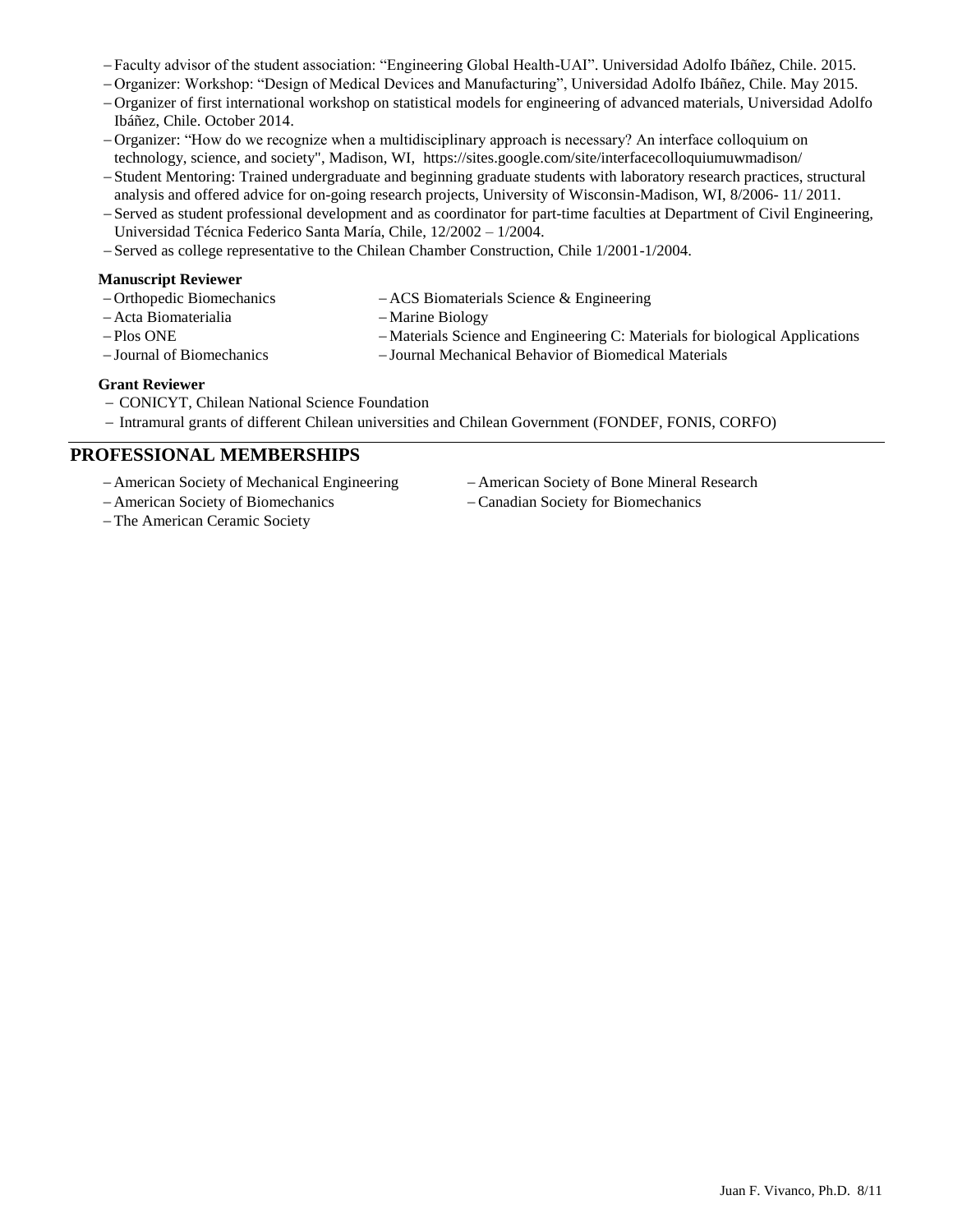- Faculty advisor of the student association: "Engineering Global Health-UAI". Universidad Adolfo Ibáñez, Chile. 2015.
- Organizer: Workshop: "Design of Medical Devices and Manufacturing", Universidad Adolfo Ibáñez, Chile. May 2015.
- Organizer of first international workshop on statistical models for engineering of advanced materials, Universidad Adolfo Ibáñez, Chile. October 2014.
- Organizer: "How do we recognize when a multidisciplinary approach is necessary? An interface colloquium on technology, science, and society", Madison, WI, https://sites.google.com/site/interfacecolloquiumuwmadison/
- Student Mentoring: Trained undergraduate and beginning graduate students with laboratory research practices, structural analysis and offered advice for on-going research projects, University of Wisconsin-Madison, WI, 8/2006- 11/ 2011.
- Served as student professional development and as coordinator for part-time faculties at Department of Civil Engineering, Universidad Técnica Federico Santa María, Chile, 12/2002 – 1/2004.
- Served as college representative to the Chilean Chamber Construction, Chile 1/2001-1/2004.

**Manuscript Reviewer**

- Orthopedic Biomechanics
- ACS Biomaterials Science & Engineering
- Acta Biomaterialia
- Marine Biology
- Plos ONE
- Materials Science and Engineering C: Materials for biological Applications
- Journal of Biomechanics
- Journal Mechanical Behavior of Biomedical Materials

**Grant Reviewer**

- CONICYT, Chilean National Science Foundation
- Intramural grants of different Chilean universities and Chilean Government (FONDEF, FONIS, CORFO)

## PROFESSIONAL MEMBERSHIPS

- American Society of Mechanical Engineering
- American Society of Bone Mineral Research
- American Society of Biomechanics
- Canadian Society for Biomechanics
- The American Ceramic Society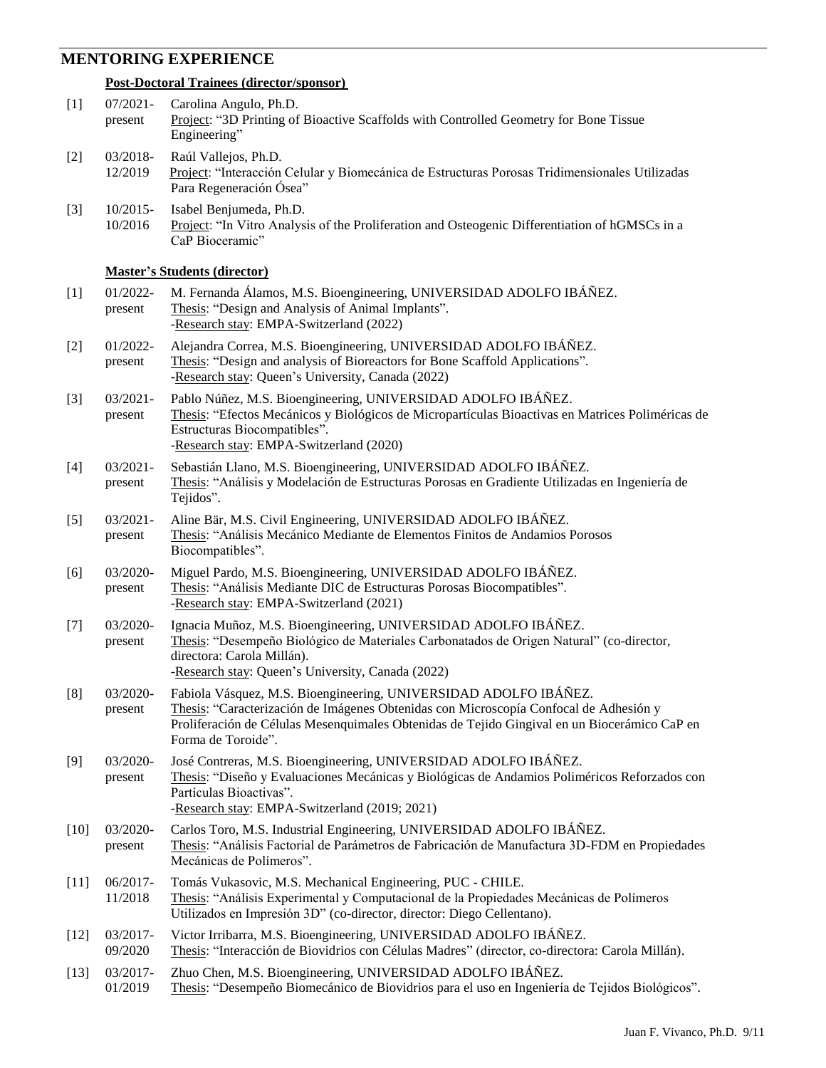## MENTORING EXPERIENCE

### Post-Doctoral Trainees (director/sponsor)

[1] 07/2021-present — Carolina Angulo, Ph.D.
Project: "3D Printing of Bioactive Scaffolds with Controlled Geometry for Bone Tissue Engineering"

[2] 03/2018-12/2019 — Raúl Vallejos, Ph.D.
Project: "Interacción Celular y Biomecánica de Estructuras Porosas Tridimensionales Utilizadas Para Regeneración Ósea"

[3] 10/2015-10/2016 — Isabel Benjumeda, Ph.D.
Project: "In Vitro Analysis of the Proliferation and Osteogenic Differentiation of hGMSCs in a CaP Bioceramic"

### Master's Students (director)

[1] 01/2022-present — M. Fernanda Álamos, M.S. Bioengineering, UNIVERSIDAD ADOLFO IBÁÑEZ.
Thesis: "Design and Analysis of Animal Implants".
-Research stay: EMPA-Switzerland (2022)

[2] 01/2022-present — Alejandra Correa, M.S. Bioengineering, UNIVERSIDAD ADOLFO IBÁÑEZ.
Thesis: "Design and analysis of Bioreactors for Bone Scaffold Applications".
-Research stay: Queen's University, Canada (2022)

[3] 03/2021-present — Pablo Núñez, M.S. Bioengineering, UNIVERSIDAD ADOLFO IBÁÑEZ.
Thesis: "Efectos Mecánicos y Biológicos de Micropartículas Bioactivas en Matrices Poliméricas de Estructuras Biocompatibles".
-Research stay: EMPA-Switzerland (2020)

[4] 03/2021-present — Sebastián Llano, M.S. Bioengineering, UNIVERSIDAD ADOLFO IBÁÑEZ.
Thesis: "Análisis y Modelación de Estructuras Porosas en Gradiente Utilizadas en Ingeniería de Tejidos".

[5] 03/2021-present — Aline Bär, M.S. Civil Engineering, UNIVERSIDAD ADOLFO IBÁÑEZ.
Thesis: "Análisis Mecánico Mediante de Elementos Finitos de Andamios Porosos Biocompatibles".

[6] 03/2020-present — Miguel Pardo, M.S. Bioengineering, UNIVERSIDAD ADOLFO IBÁÑEZ.
Thesis: "Análisis Mediante DIC de Estructuras Porosas Biocompatibles".
-Research stay: EMPA-Switzerland (2021)

[7] 03/2020-present — Ignacia Muñoz, M.S. Bioengineering, UNIVERSIDAD ADOLFO IBÁÑEZ.
Thesis: "Desempeño Biológico de Materiales Carbonatados de Origen Natural" (co-director, directora: Carola Millán).
-Research stay: Queen's University, Canada (2022)

[8] 03/2020-present — Fabiola Vásquez, M.S. Bioengineering, UNIVERSIDAD ADOLFO IBÁÑEZ.
Thesis: "Caracterización de Imágenes Obtenidas con Microscopía Confocal de Adhesión y Proliferación de Células Mesenquimales Obtenidas de Tejido Gingival en un Biocerámico CaP en Forma de Toroide".

[9] 03/2020-present — José Contreras, M.S. Bioengineering, UNIVERSIDAD ADOLFO IBÁÑEZ.
Thesis: "Diseño y Evaluaciones Mecánicas y Biológicas de Andamios Poliméricos Reforzados con Partículas Bioactivas".
-Research stay: EMPA-Switzerland (2019; 2021)

[10] 03/2020-present — Carlos Toro, M.S. Industrial Engineering, UNIVERSIDAD ADOLFO IBÁÑEZ.
Thesis: "Análisis Factorial de Parámetros de Fabricación de Manufactura 3D-FDM en Propiedades Mecánicas de Polímeros".

[11] 06/2017-11/2018 — Tomás Vukasovic, M.S. Mechanical Engineering, PUC - CHILE.
Thesis: "Análisis Experimental y Computacional de la Propiedades Mecánicas de Polímeros Utilizados en Impresión 3D" (co-director, director: Diego Cellentano).

[12] 03/2017-09/2020 — Victor Irribarra, M.S. Bioengineering, UNIVERSIDAD ADOLFO IBÁÑEZ.
Thesis: "Interacción de Biovidrios con Células Madres" (director, co-directora: Carola Millán).

[13] 03/2017-01/2019 — Zhuo Chen, M.S. Bioengineering, UNIVERSIDAD ADOLFO IBÁÑEZ.
Thesis: "Desempeño Biomecánico de Biovidrios para el uso en Ingeniería de Tejidos Biológicos".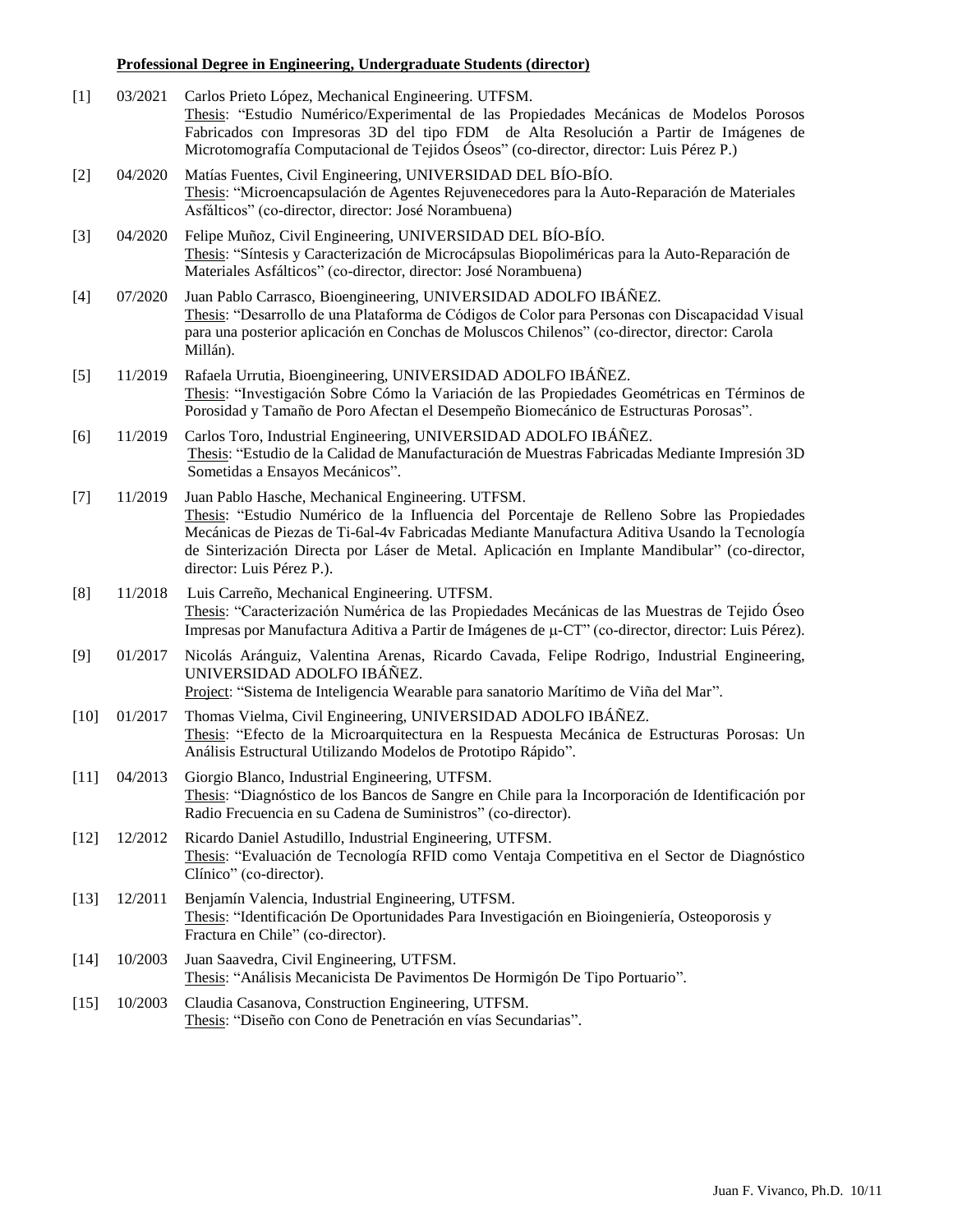**Professional Degree in Engineering, Undergraduate Students (director)**

[1] 03/2021 Carlos Prieto López, Mechanical Engineering. UTFSM.
Thesis: "Estudio Numérico/Experimental de las Propiedades Mecánicas de Modelos Porosos Fabricados con Impresoras 3D del tipo FDM de Alta Resolución a Partir de Imágenes de Microtomografía Computacional de Tejidos Óseos" (co-director, director: Luis Pérez P.)

[2] 04/2020 Matías Fuentes, Civil Engineering, UNIVERSIDAD DEL BÍO-BÍO.
Thesis: "Microencapsulación de Agentes Rejuvenecedores para la Auto-Reparación de Materiales Asfálticos" (co-director, director: José Norambuena)

[3] 04/2020 Felipe Muñoz, Civil Engineering, UNIVERSIDAD DEL BÍO-BÍO.
Thesis: "Síntesis y Caracterización de Microcápsulas Biopoliméricas para la Auto-Reparación de Materiales Asfálticos" (co-director, director: José Norambuena)

[4] 07/2020 Juan Pablo Carrasco, Bioengineering, UNIVERSIDAD ADOLFO IBÁÑEZ.
Thesis: "Desarrollo de una Plataforma de Códigos de Color para Personas con Discapacidad Visual para una posterior aplicación en Conchas de Moluscos Chilenos" (co-director, director: Carola Millán).

[5] 11/2019 Rafaela Urrutia, Bioengineering, UNIVERSIDAD ADOLFO IBÁÑEZ.
Thesis: "Investigación Sobre Cómo la Variación de las Propiedades Geométricas en Términos de Porosidad y Tamaño de Poro Afectan el Desempeño Biomecánico de Estructuras Porosas".

[6] 11/2019 Carlos Toro, Industrial Engineering, UNIVERSIDAD ADOLFO IBÁÑEZ.
Thesis: "Estudio de la Calidad de Manufacturación de Muestras Fabricadas Mediante Impresión 3D Sometidas a Ensayos Mecánicos".

[7] 11/2019 Juan Pablo Hasche, Mechanical Engineering. UTFSM.
Thesis: "Estudio Numérico de la Influencia del Porcentaje de Relleno Sobre las Propiedades Mecánicas de Piezas de Ti-6al-4v Fabricadas Mediante Manufactura Aditiva Usando la Tecnología de Sinterización Directa por Láser de Metal. Aplicación en Implante Mandibular" (co-director, director: Luis Pérez P.).

[8] 11/2018 Luis Carreño, Mechanical Engineering. UTFSM.
Thesis: "Caracterización Numérica de las Propiedades Mecánicas de las Muestras de Tejido Óseo Impresas por Manufactura Aditiva a Partir de Imágenes de μ-CT" (co-director, director: Luis Pérez).

[9] 01/2017 Nicolás Aránguiz, Valentina Arenas, Ricardo Cavada, Felipe Rodrigo, Industrial Engineering, UNIVERSIDAD ADOLFO IBÁÑEZ.
Project: "Sistema de Inteligencia Wearable para sanatorio Marítimo de Viña del Mar".

[10] 01/2017 Thomas Vielma, Civil Engineering, UNIVERSIDAD ADOLFO IBÁÑEZ.
Thesis: "Efecto de la Microarquitectura en la Respuesta Mecánica de Estructuras Porosas: Un Análisis Estructural Utilizando Modelos de Prototipo Rápido".

[11] 04/2013 Giorgio Blanco, Industrial Engineering, UTFSM.
Thesis: "Diagnóstico de los Bancos de Sangre en Chile para la Incorporación de Identificación por Radio Frecuencia en su Cadena de Suministros" (co-director).

[12] 12/2012 Ricardo Daniel Astudillo, Industrial Engineering, UTFSM.
Thesis: "Evaluación de Tecnología RFID como Ventaja Competitiva en el Sector de Diagnóstico Clínico" (co-director).

[13] 12/2011 Benjamín Valencia, Industrial Engineering, UTFSM.
Thesis: "Identificación De Oportunidades Para Investigación en Bioingeniería, Osteoporosis y Fractura en Chile" (co-director).

[14] 10/2003 Juan Saavedra, Civil Engineering, UTFSM.
Thesis: "Análisis Mecanicista De Pavimentos De Hormigón De Tipo Portuario".

[15] 10/2003 Claudia Casanova, Construction Engineering, UTFSM.
Thesis: "Diseño con Cono de Penetración en vías Secundarias".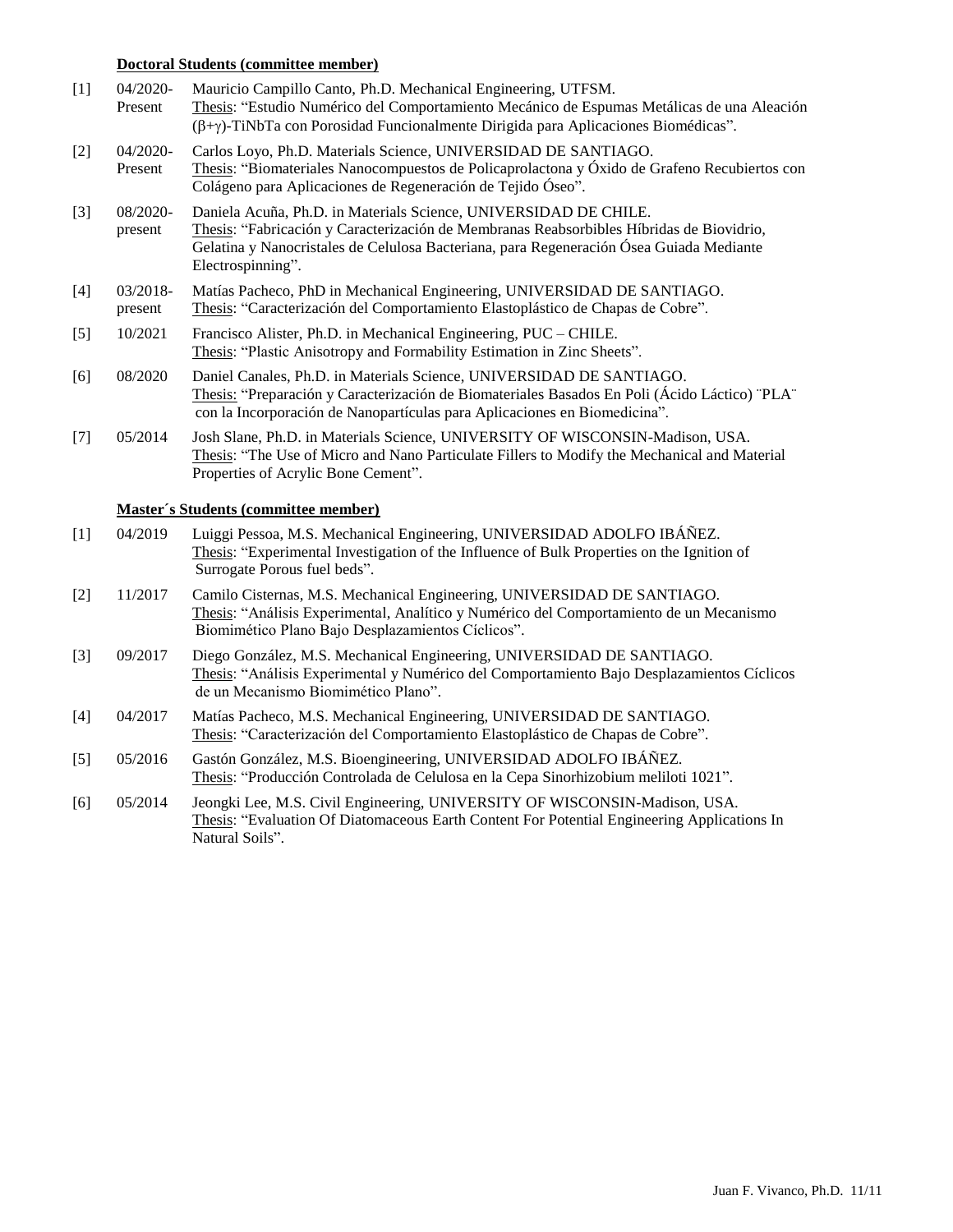**Doctoral Students (committee member)**

[1] 04/2020-Present — Mauricio Campillo Canto, Ph.D. Mechanical Engineering, UTFSM.
Thesis: "Estudio Numérico del Comportamiento Mecánico de Espumas Metálicas de una Aleación ($\beta$+$\gamma$)-TiNbTa con Porosidad Funcionalmente Dirigida para Aplicaciones Biomédicas".

[2] 04/2020-Present — Carlos Loyo, Ph.D. Materials Science, UNIVERSIDAD DE SANTIAGO.
Thesis: "Biomateriales Nanocompuestos de Policaprolactona y Óxido de Grafeno Recubiertos con Colágeno para Aplicaciones de Regeneración de Tejido Óseo".

[3] 08/2020-present — Daniela Acuña, Ph.D. in Materials Science, UNIVERSIDAD DE CHILE.
Thesis: "Fabricación y Caracterización de Membranas Reabsorbibles Híbridas de Biovidrio, Gelatina y Nanocristales de Celulosa Bacteriana, para Regeneración Ósea Guiada Mediante Electrospinning".

[4] 03/2018-present — Matías Pacheco, PhD in Mechanical Engineering, UNIVERSIDAD DE SANTIAGO.
Thesis: "Caracterización del Comportamiento Elastoplástico de Chapas de Cobre".

[5] 10/2021 — Francisco Alister, Ph.D. in Mechanical Engineering, PUC – CHILE.
Thesis: "Plastic Anisotropy and Formability Estimation in Zinc Sheets".

[6] 08/2020 — Daniel Canales, Ph.D. in Materials Science, UNIVERSIDAD DE SANTIAGO.
Thesis: "Preparación y Caracterización de Biomateriales Basados En Poli (Ácido Láctico) ¨PLA¨ con la Incorporación de Nanopartículas para Aplicaciones en Biomedicina".

[7] 05/2014 — Josh Slane, Ph.D. in Materials Science, UNIVERSITY OF WISCONSIN-Madison, USA.
Thesis: "The Use of Micro and Nano Particulate Fillers to Modify the Mechanical and Material Properties of Acrylic Bone Cement".

**Master´s Students (committee member)**

[1] 04/2019 — Luiggi Pessoa, M.S. Mechanical Engineering, UNIVERSIDAD ADOLFO IBÁÑEZ.
Thesis: "Experimental Investigation of the Influence of Bulk Properties on the Ignition of Surrogate Porous fuel beds".

[2] 11/2017 — Camilo Cisternas, M.S. Mechanical Engineering, UNIVERSIDAD DE SANTIAGO.
Thesis: "Análisis Experimental, Analítico y Numérico del Comportamiento de un Mecanismo Biomimético Plano Bajo Desplazamientos Cíclicos".

[3] 09/2017 — Diego González, M.S. Mechanical Engineering, UNIVERSIDAD DE SANTIAGO.
Thesis: "Análisis Experimental y Numérico del Comportamiento Bajo Desplazamientos Cíclicos de un Mecanismo Biomimético Plano".

[4] 04/2017 — Matías Pacheco, M.S. Mechanical Engineering, UNIVERSIDAD DE SANTIAGO.
Thesis: "Caracterización del Comportamiento Elastoplástico de Chapas de Cobre".

[5] 05/2016 — Gastón González, M.S. Bioengineering, UNIVERSIDAD ADOLFO IBÁÑEZ.
Thesis: "Producción Controlada de Celulosa en la Cepa Sinorhizobium meliloti 1021".

[6] 05/2014 — Jeongki Lee, M.S. Civil Engineering, UNIVERSITY OF WISCONSIN-Madison, USA.
Thesis: "Evaluation Of Diatomaceous Earth Content For Potential Engineering Applications In Natural Soils".